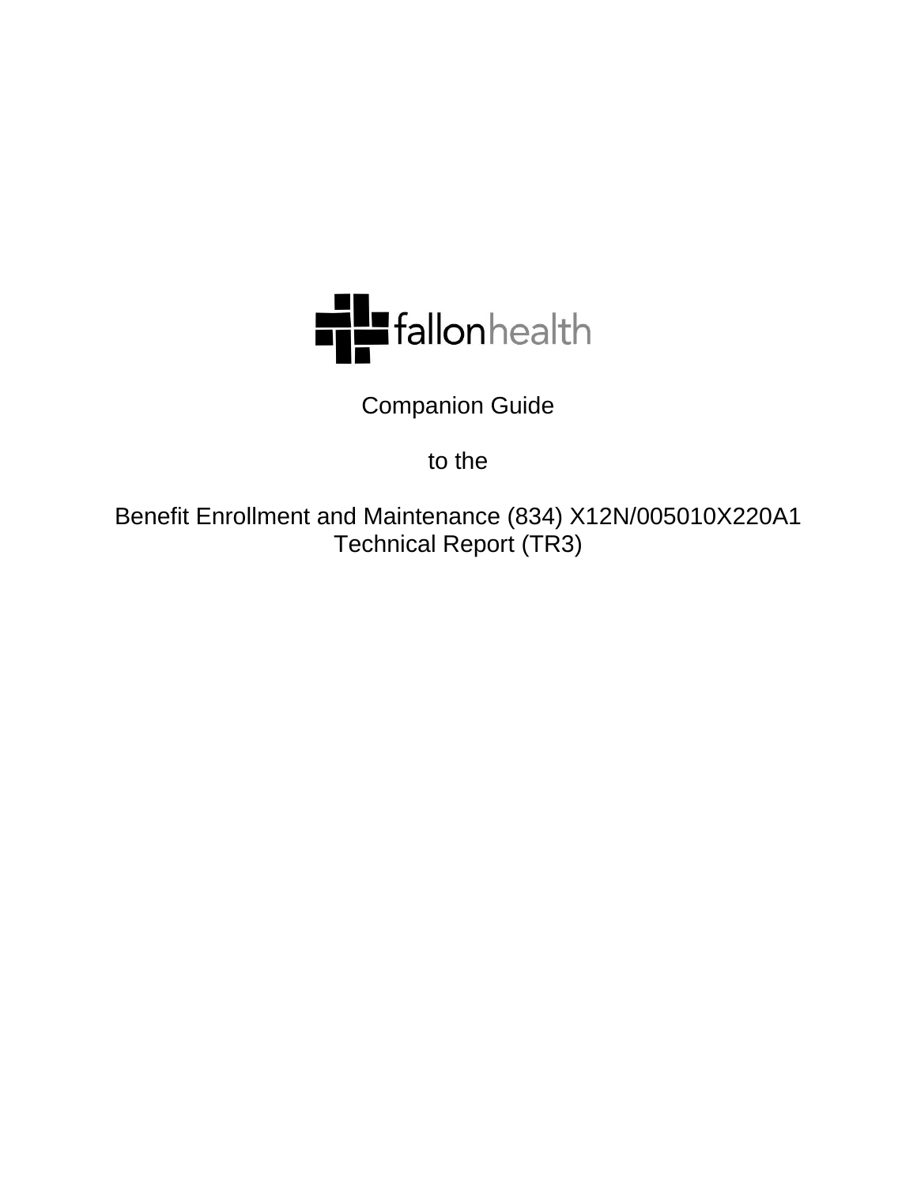fallonhealth

Companion Guide

to the

Benefit Enrollment and Maintenance (834) X12N/005010X220A1
Technical Report (TR3)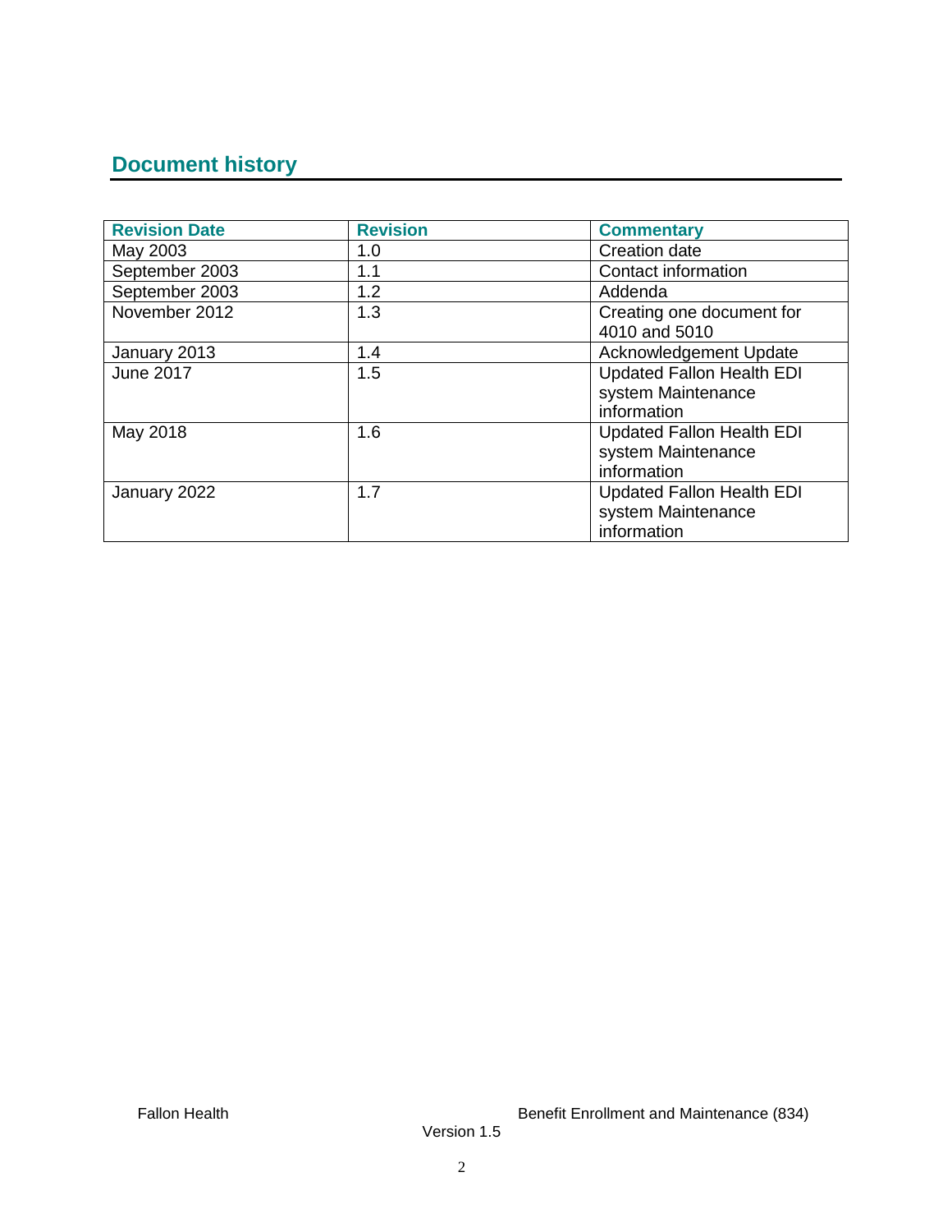## Document history

| Revision Date | Revision | Commentary |
|---|---|---|
| May 2003 | 1.0 | Creation date |
| September 2003 | 1.1 | Contact information |
| September 2003 | 1.2 | Addenda |
| November 2012 | 1.3 | Creating one document for 4010 and 5010 |
| January 2013 | 1.4 | Acknowledgement Update |
| June 2017 | 1.5 | Updated Fallon Health EDI system Maintenance information |
| May 2018 | 1.6 | Updated Fallon Health EDI system Maintenance information |
| January 2022 | 1.7 | Updated Fallon Health EDI system Maintenance information |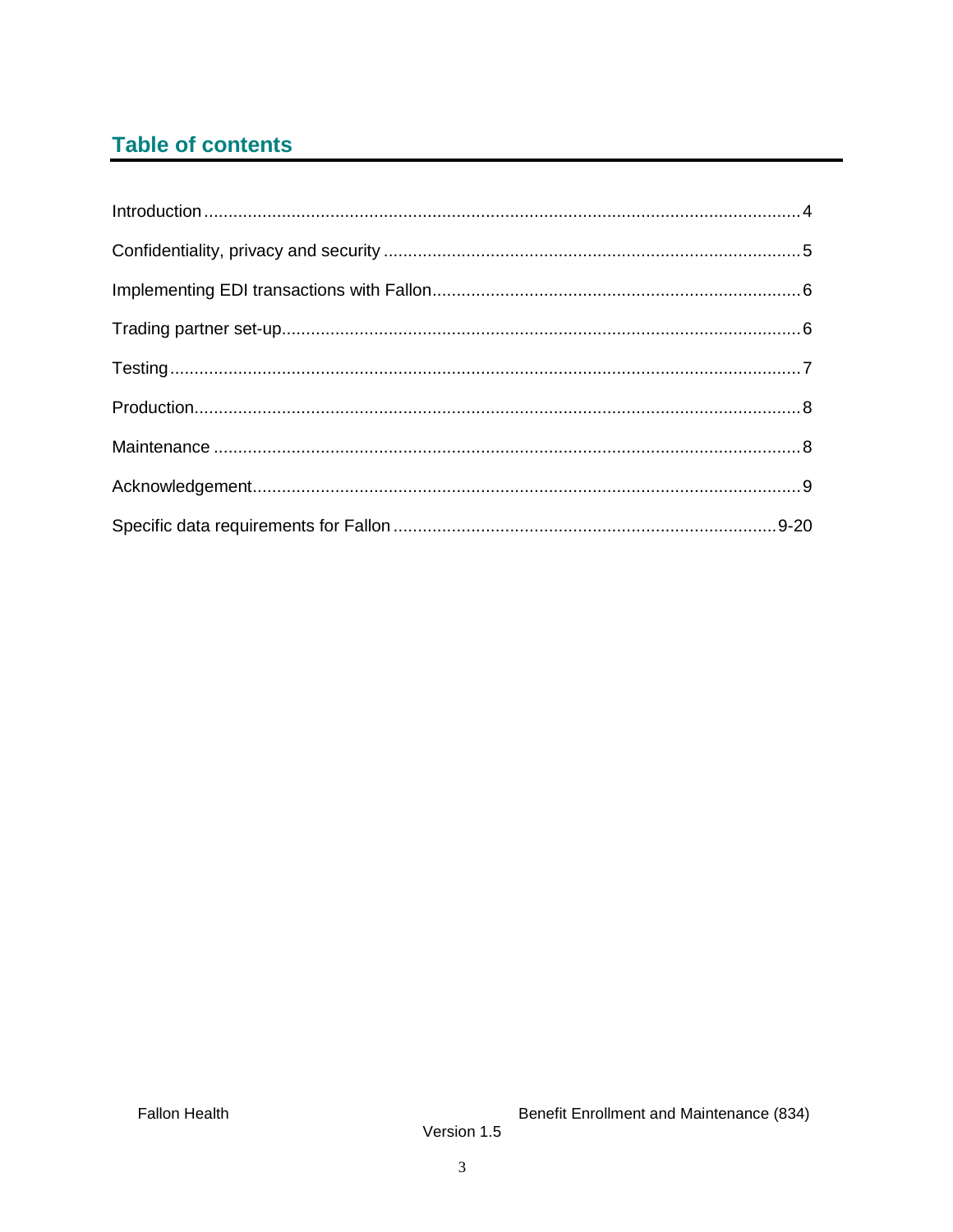## Table of contents

| Section | Page |
|---|---|
| Introduction | 4 |
| Confidentiality, privacy and security | 5 |
| Implementing EDI transactions with Fallon | 6 |
| Trading partner set-up | 6 |
| Testing | 7 |
| Production | 8 |
| Maintenance | 8 |
| Acknowledgement | 9 |
| Specific data requirements for Fallon | 9-20 |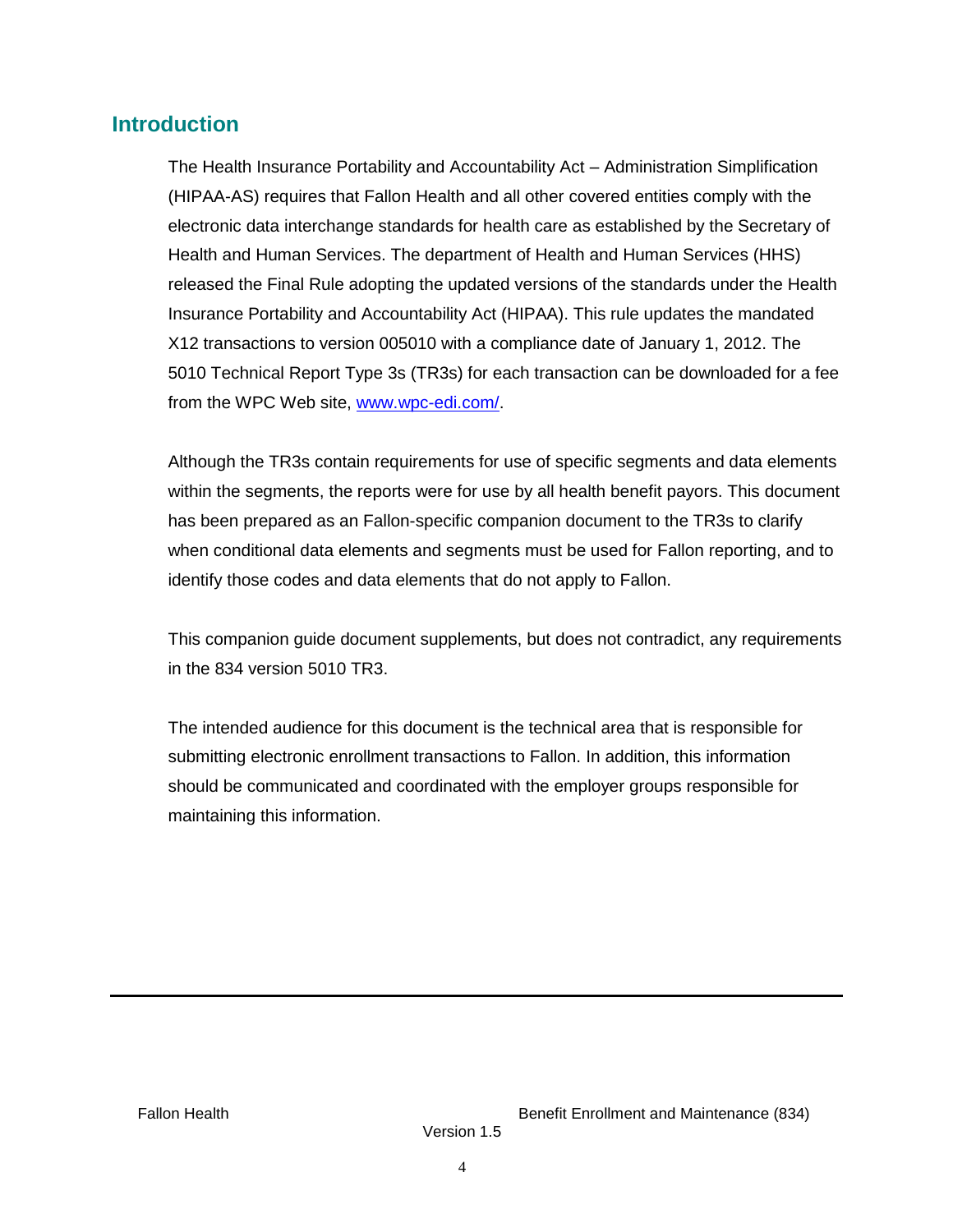## Introduction

The Health Insurance Portability and Accountability Act – Administration Simplification (HIPAA-AS) requires that Fallon Health and all other covered entities comply with the electronic data interchange standards for health care as established by the Secretary of Health and Human Services. The department of Health and Human Services (HHS) released the Final Rule adopting the updated versions of the standards under the Health Insurance Portability and Accountability Act (HIPAA). This rule updates the mandated X12 transactions to version 005010 with a compliance date of January 1, 2012. The 5010 Technical Report Type 3s (TR3s) for each transaction can be downloaded for a fee from the WPC Web site, [www.wpc-edi.com/](http://www.wpc-edi.com/).

Although the TR3s contain requirements for use of specific segments and data elements within the segments, the reports were for use by all health benefit payors. This document has been prepared as an Fallon-specific companion document to the TR3s to clarify when conditional data elements and segments must be used for Fallon reporting, and to identify those codes and data elements that do not apply to Fallon.

This companion guide document supplements, but does not contradict, any requirements in the 834 version 5010 TR3.

The intended audience for this document is the technical area that is responsible for submitting electronic enrollment transactions to Fallon. In addition, this information should be communicated and coordinated with the employer groups responsible for maintaining this information.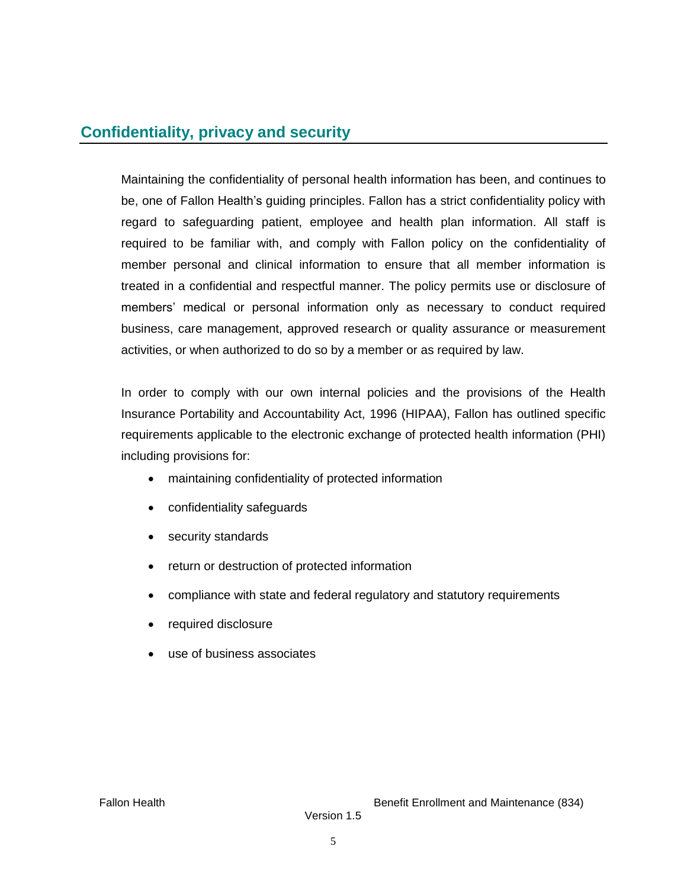## Confidentiality, privacy and security

Maintaining the confidentiality of personal health information has been, and continues to be, one of Fallon Health's guiding principles. Fallon has a strict confidentiality policy with regard to safeguarding patient, employee and health plan information. All staff is required to be familiar with, and comply with Fallon policy on the confidentiality of member personal and clinical information to ensure that all member information is treated in a confidential and respectful manner. The policy permits use or disclosure of members' medical or personal information only as necessary to conduct required business, care management, approved research or quality assurance or measurement activities, or when authorized to do so by a member or as required by law.

In order to comply with our own internal policies and the provisions of the Health Insurance Portability and Accountability Act, 1996 (HIPAA), Fallon has outlined specific requirements applicable to the electronic exchange of protected health information (PHI) including provisions for:

- maintaining confidentiality of protected information
- confidentiality safeguards
- security standards
- return or destruction of protected information
- compliance with state and federal regulatory and statutory requirements
- required disclosure
- use of business associates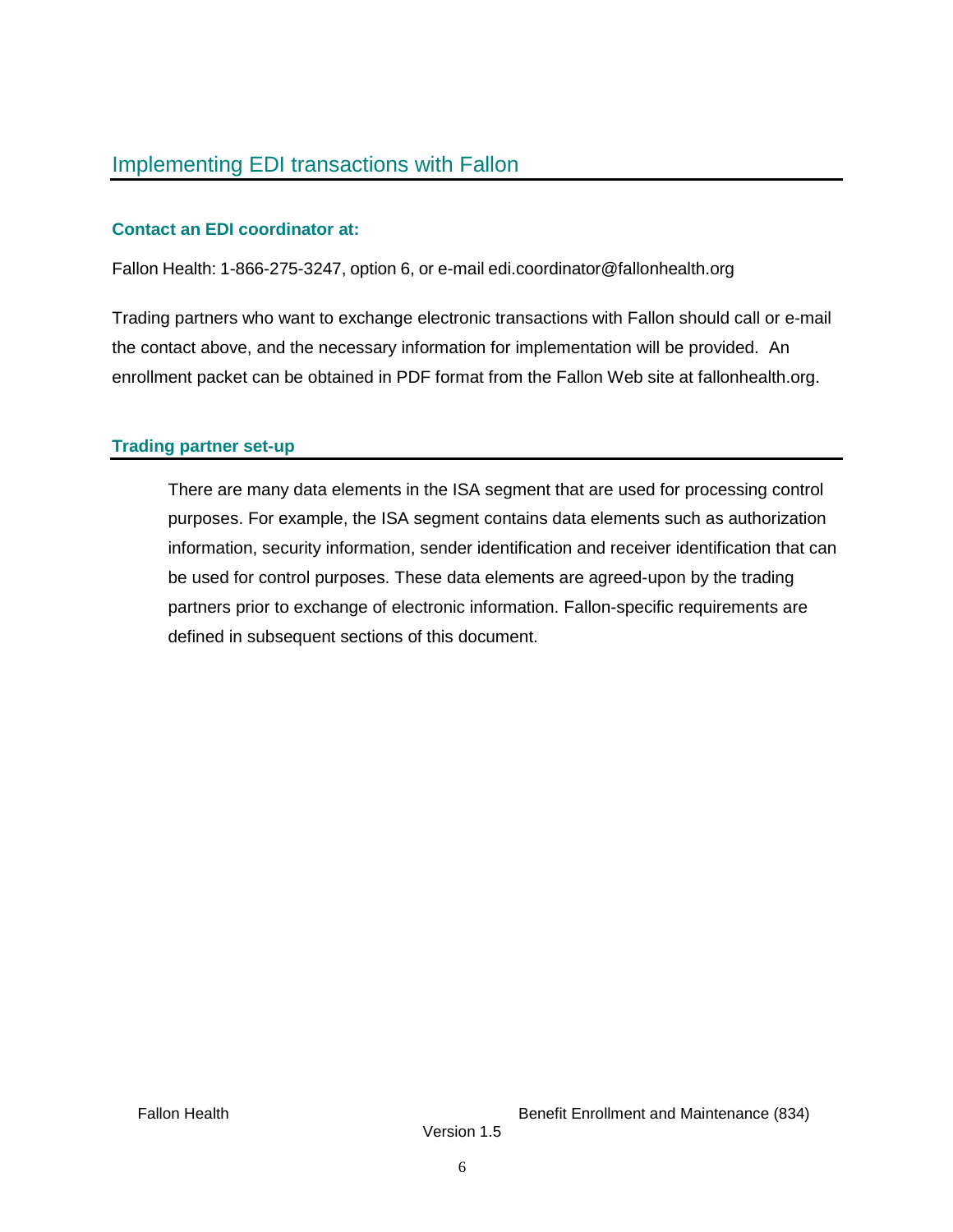## Implementing EDI transactions with Fallon

### Contact an EDI coordinator at:

Fallon Health: 1-866-275-3247, option 6, or e-mail edi.coordinator@fallonhealth.org

Trading partners who want to exchange electronic transactions with Fallon should call or e-mail the contact above, and the necessary information for implementation will be provided. An enrollment packet can be obtained in PDF format from the Fallon Web site at fallonhealth.org.

### Trading partner set-up

There are many data elements in the ISA segment that are used for processing control purposes. For example, the ISA segment contains data elements such as authorization information, security information, sender identification and receiver identification that can be used for control purposes. These data elements are agreed-upon by the trading partners prior to exchange of electronic information. Fallon-specific requirements are defined in subsequent sections of this document.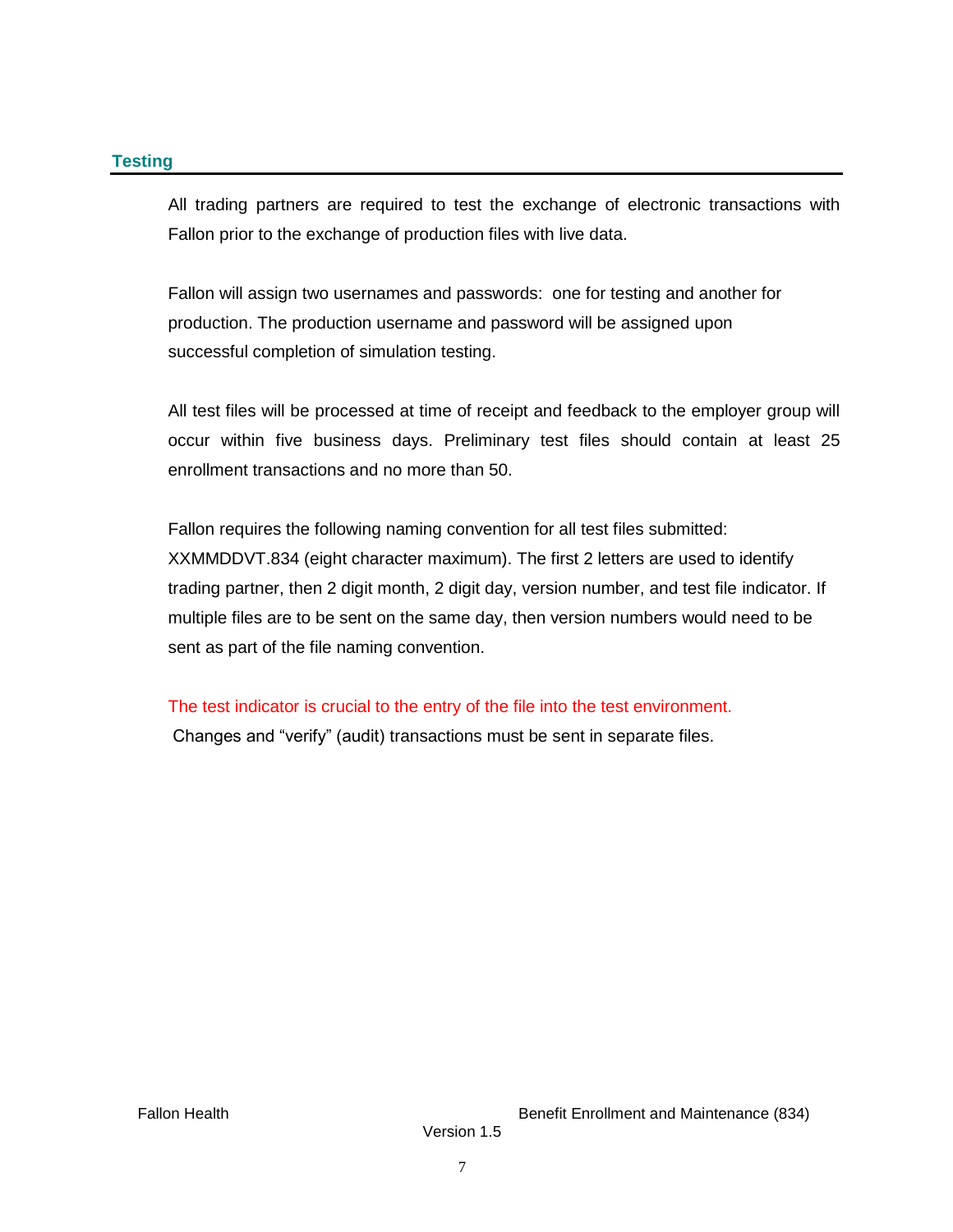## Testing

All trading partners are required to test the exchange of electronic transactions with Fallon prior to the exchange of production files with live data.

Fallon will assign two usernames and passwords: one for testing and another for production. The production username and password will be assigned upon successful completion of simulation testing.

All test files will be processed at time of receipt and feedback to the employer group will occur within five business days. Preliminary test files should contain at least 25 enrollment transactions and no more than 50.

Fallon requires the following naming convention for all test files submitted: XXMMDDVT.834 (eight character maximum). The first 2 letters are used to identify trading partner, then 2 digit month, 2 digit day, version number, and test file indicator. If multiple files are to be sent on the same day, then version numbers would need to be sent as part of the file naming convention.

The test indicator is crucial to the entry of the file into the test environment.
Changes and "verify" (audit) transactions must be sent in separate files.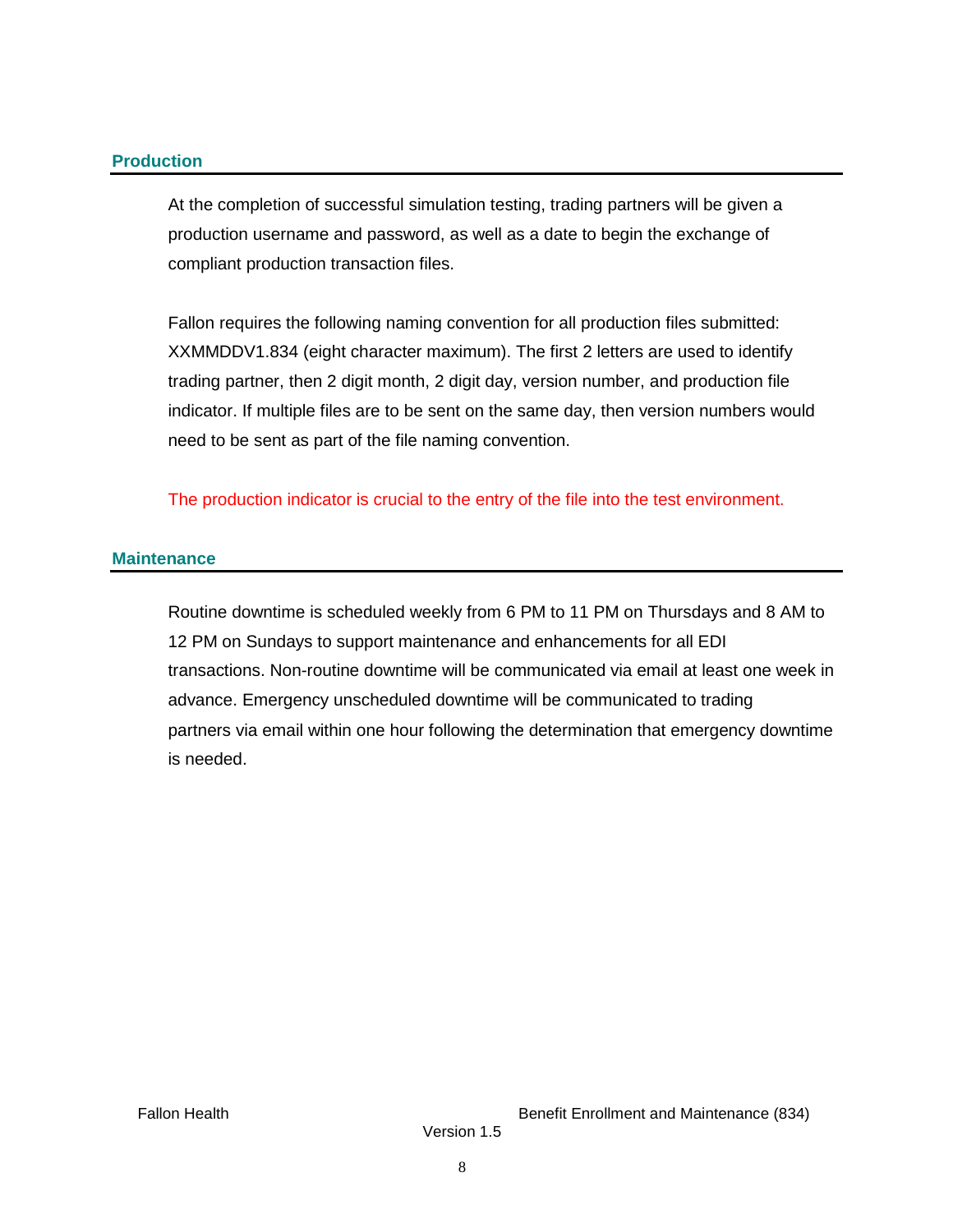## Production

At the completion of successful simulation testing, trading partners will be given a production username and password, as well as a date to begin the exchange of compliant production transaction files.

Fallon requires the following naming convention for all production files submitted: XXMMDDV1.834 (eight character maximum). The first 2 letters are used to identify trading partner, then 2 digit month, 2 digit day, version number, and production file indicator. If multiple files are to be sent on the same day, then version numbers would need to be sent as part of the file naming convention.

The production indicator is crucial to the entry of the file into the test environment.

## Maintenance

Routine downtime is scheduled weekly from 6 PM to 11 PM on Thursdays and 8 AM to 12 PM on Sundays to support maintenance and enhancements for all EDI transactions. Non-routine downtime will be communicated via email at least one week in advance. Emergency unscheduled downtime will be communicated to trading partners via email within one hour following the determination that emergency downtime is needed.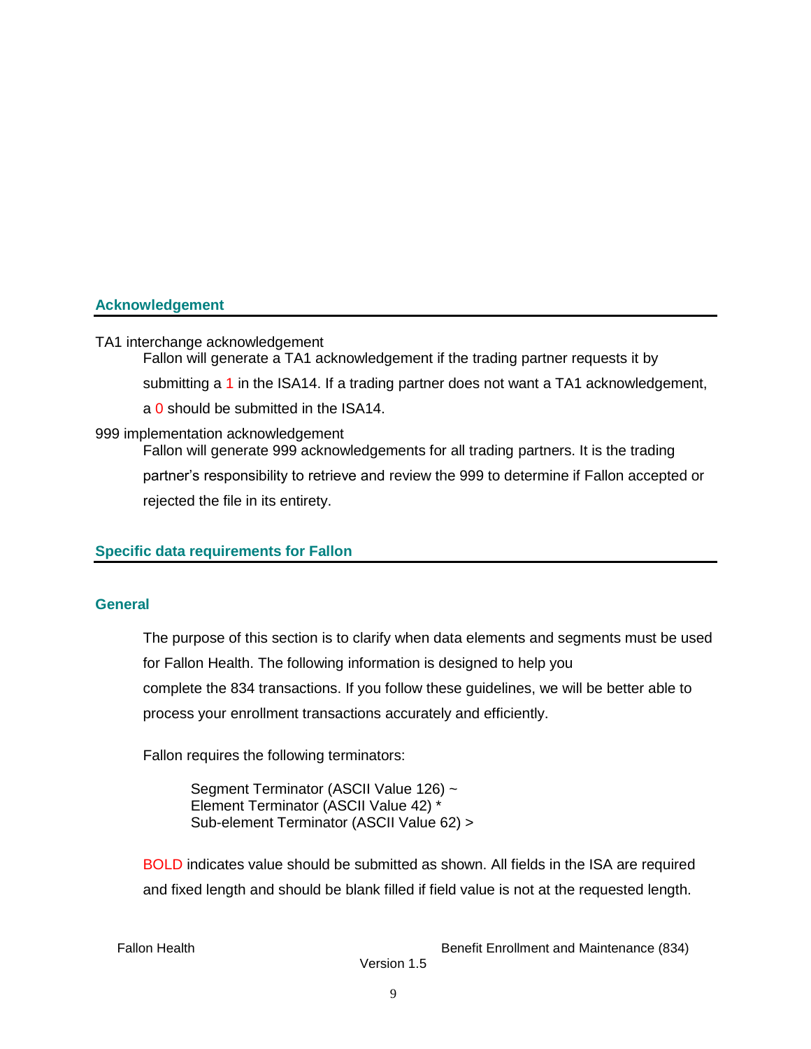## Acknowledgement

TA1 interchange acknowledgement

Fallon will generate a TA1 acknowledgement if the trading partner requests it by submitting a 1 in the ISA14. If a trading partner does not want a TA1 acknowledgement, a 0 should be submitted in the ISA14.

999 implementation acknowledgement

Fallon will generate 999 acknowledgements for all trading partners. It is the trading partner's responsibility to retrieve and review the 999 to determine if Fallon accepted or rejected the file in its entirety.

## Specific data requirements for Fallon

### General

The purpose of this section is to clarify when data elements and segments must be used for Fallon Health. The following information is designed to help you complete the 834 transactions. If you follow these guidelines, we will be better able to process your enrollment transactions accurately and efficiently.

Fallon requires the following terminators:

Segment Terminator (ASCII Value 126) ~
Element Terminator (ASCII Value 42) *
Sub-element Terminator (ASCII Value 62) >

**BOLD** indicates value should be submitted as shown. All fields in the ISA are required and fixed length and should be blank filled if field value is not at the requested length.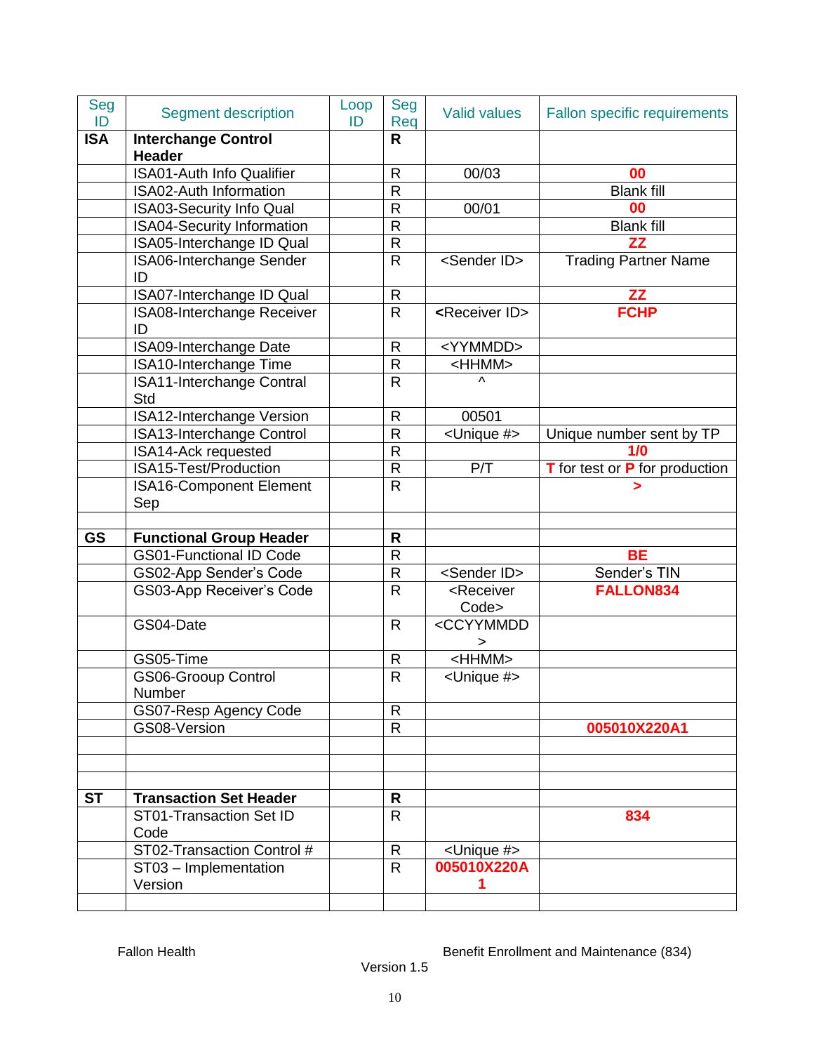| Seg ID | Segment description | Loop ID | Seg Req | Valid values | Fallon specific requirements |
|---|---|---|---|---|---|
| **ISA** | **Interchange Control Header** | | **R** | | |
| | ISA01-Auth Info Qualifier | | R | 00/03 | **00** |
| | ISA02-Auth Information | | R | | Blank fill |
| | ISA03-Security Info Qual | | R | 00/01 | **00** |
| | ISA04-Security Information | | R | | Blank fill |
| | ISA05-Interchange ID Qual | | R | | **ZZ** |
| | ISA06-Interchange Sender ID | | R | <Sender ID> | Trading Partner Name |
| | ISA07-Interchange ID Qual | | R | | **ZZ** |
| | ISA08-Interchange Receiver ID | | R | **<**Receiver ID> | **FCHP** |
| | ISA09-Interchange Date | | R | <YYMMDD> | |
| | ISA10-Interchange Time | | R | <HHMM> | |
| | ISA11-Interchange Contral Std | | R | ^ | |
| | ISA12-Interchange Version | | R | 00501 | |
| | ISA13-Interchange Control | | R | <Unique #> | Unique number sent by TP |
| | ISA14-Ack requested | | R | | **1/0** |
| | ISA15-Test/Production | | R | P/T | **T** for test or **P** for production |
| | ISA16-Component Element Sep | | R | | **>** |
| | | | | | |
| **GS** | **Functional Group Header** | | **R** | | |
| | GS01-Functional ID Code | | R | | **BE** |
| | GS02-App Sender's Code | | R | <Sender ID> | Sender's TIN |
| | GS03-App Receiver's Code | | R | <Receiver Code> | **FALLON834** |
| | GS04-Date | | R | <CCYYMMDD> | |
| | GS05-Time | | R | <HHMM> | |
| | GS06-Grooup Control Number | | R | <Unique #> | |
| | GS07-Resp Agency Code | | R | | |
| | GS08-Version | | R | | **005010X220A1** |
| | | | | | |
| | | | | | |
| | | | | | |
| **ST** | **Transaction Set Header** | | **R** | | |
| | ST01-Transaction Set ID Code | | R | | **834** |
| | ST02-Transaction Control # | | R | <Unique #> | |
| | ST03 – Implementation Version | | R | **005010X220A1** | |
| | | | | | |

Fallon Health — Benefit Enrollment and Maintenance (834) — Version 1.5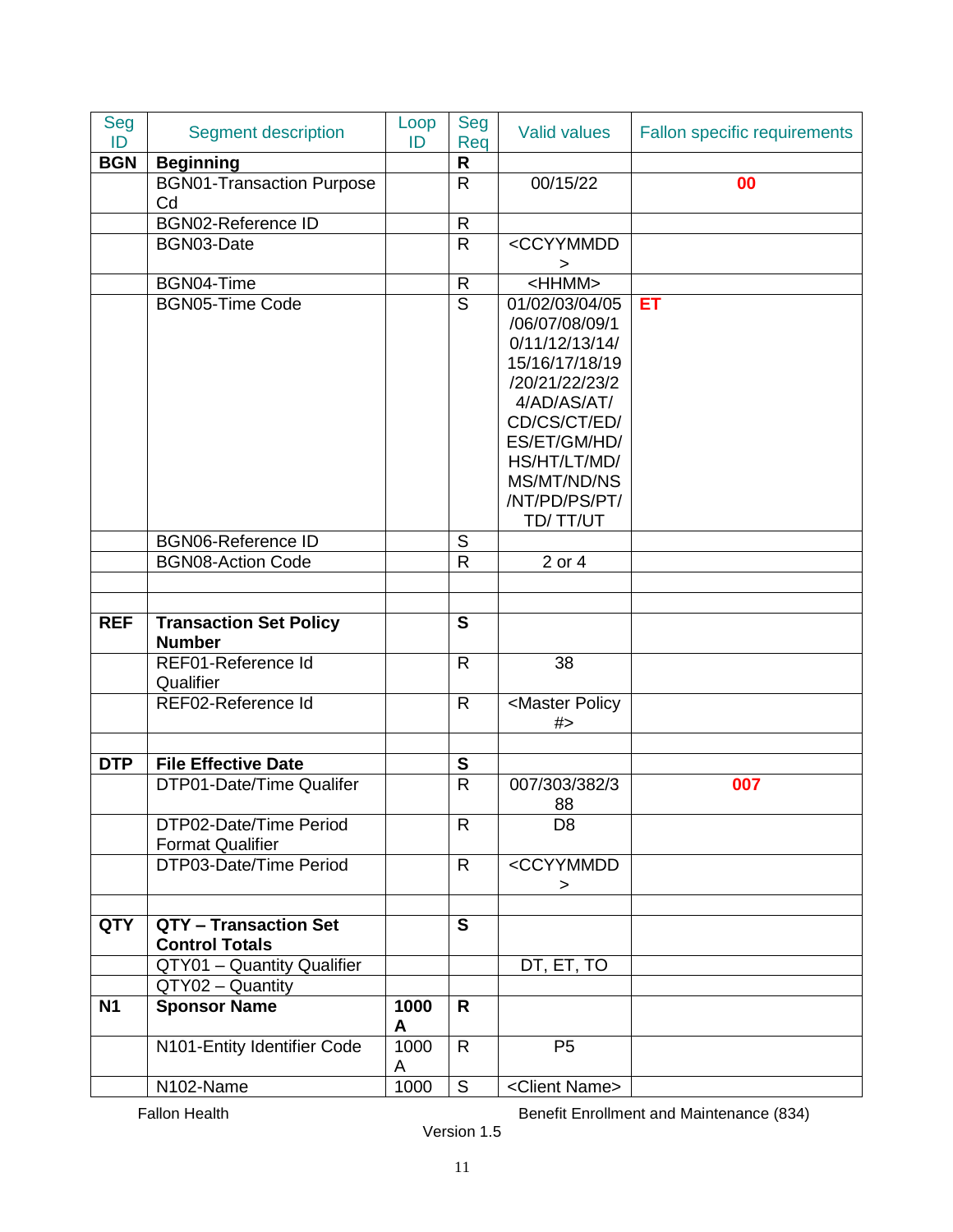| Seg ID | Segment description | Loop ID | Seg Req | Valid values | Fallon specific requirements |
|---|---|---|---|---|---|
| **BGN** | **Beginning** | | **R** | | |
| | BGN01-Transaction Purpose Cd | | R | 00/15/22 | **00** |
| | BGN02-Reference ID | | R | | |
| | BGN03-Date | | R | <CCYYMMDD> | |
| | BGN04-Time | | R | <HHMM> | |
| | BGN05-Time Code | | S | 01/02/03/04/05/06/07/08/09/10/11/12/13/14/15/16/17/18/19/20/21/22/23/24/AD/AS/AT/CD/CS/CT/ED/ES/ET/GM/HD/HS/HT/LT/MD/MS/MT/ND/NS/NT/PD/PS/PT/TD/ TT/UT | **ET** |
| | BGN06-Reference ID | | S | | |
| | BGN08-Action Code | | R | 2 or 4 | |
| | | | | | |
| | | | | | |
| **REF** | **Transaction Set Policy Number** | | **S** | | |
| | REF01-Reference Id Qualifier | | R | 38 | |
| | REF02-Reference Id | | R | <Master Policy #> | |
| | | | | | |
| **DTP** | **File Effective Date** | | **S** | | |
| | DTP01-Date/Time Qualifer | | R | 007/303/382/388 | **007** |
| | DTP02-Date/Time Period Format Qualifier | | R | D8 | |
| | DTP03-Date/Time Period | | R | <CCYYMMDD> | |
| | | | | | |
| **QTY** | **QTY – Transaction Set Control Totals** | | **S** | | |
| | QTY01 – Quantity Qualifier | | | DT, ET, TO | |
| | QTY02 – Quantity | | | | |
| **N1** | **Sponsor Name** | **1000A** | **R** | | |
| | N101-Entity Identifier Code | 1000A | R | P5 | |
| | N102-Name | 1000 | S | <Client Name> | |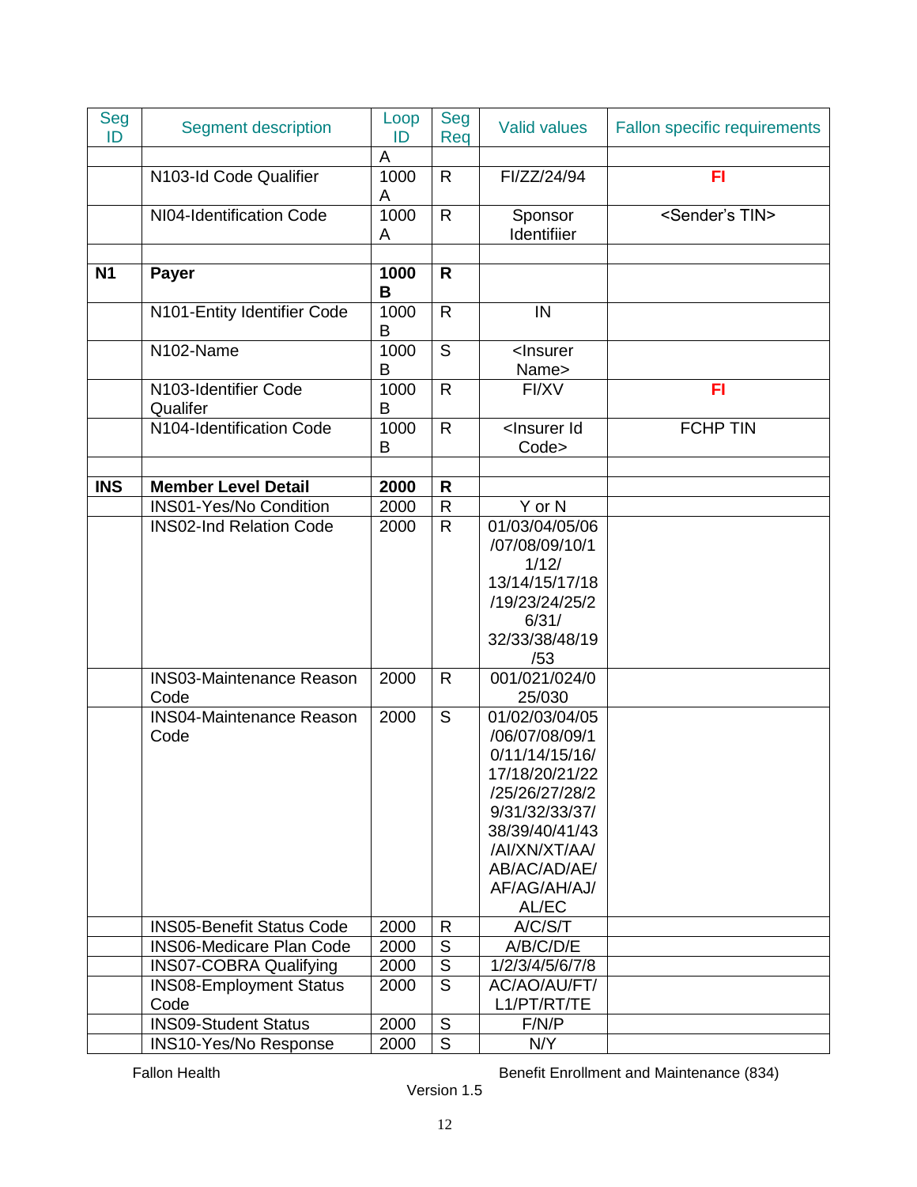| Seg ID | Segment description | Loop ID | Seg Req | Valid values | Fallon specific requirements |
|---|---|---|---|---|---|
| | | A | | | |
| | N103-Id Code Qualifier | 1000 A | R | FI/ZZ/24/94 | FI |
| | NI04-Identification Code | 1000 A | R | Sponsor Identifiier | <Sender's TIN> |
| | | | | | |
| **N1** | **Payer** | **1000 B** | **R** | | |
| | N101-Entity Identifier Code | 1000 B | R | IN | |
| | N102-Name | 1000 B | S | <Insurer Name> | |
| | N103-Identifier Code Qualifer | 1000 B | R | FI/XV | FI |
| | N104-Identification Code | 1000 B | R | <Insurer Id Code> | FCHP TIN |
| | | | | | |
| **INS** | **Member Level Detail** | **2000** | **R** | | |
| | INS01-Yes/No Condition | 2000 | R | Y or N | |
| | INS02-Ind Relation Code | 2000 | R | 01/03/04/05/06/07/08/09/10/11/12/ 13/14/15/17/18/19/23/24/25/26/31/ 32/33/38/48/19/53 | |
| | INS03-Maintenance Reason Code | 2000 | R | 001/021/024/025/030 | |
| | INS04-Maintenance Reason Code | 2000 | S | 01/02/03/04/05/06/07/08/09/10/11/14/15/16/ 17/18/20/21/22/25/26/27/28/29/31/32/33/37/ 38/39/40/41/43/AI/XN/XT/AA/ AB/AC/AD/AE/ AF/AG/AH/AJ/ AL/EC | |
| | INS05-Benefit Status Code | 2000 | R | A/C/S/T | |
| | INS06-Medicare Plan Code | 2000 | S | A/B/C/D/E | |
| | INS07-COBRA Qualifying | 2000 | S | 1/2/3/4/5/6/7/8 | |
| | INS08-Employment Status Code | 2000 | S | AC/AO/AU/FT/ L1/PT/RT/TE | |
| | INS09-Student Status | 2000 | S | F/N/P | |
| | INS10-Yes/No Response | 2000 | S | N/Y | |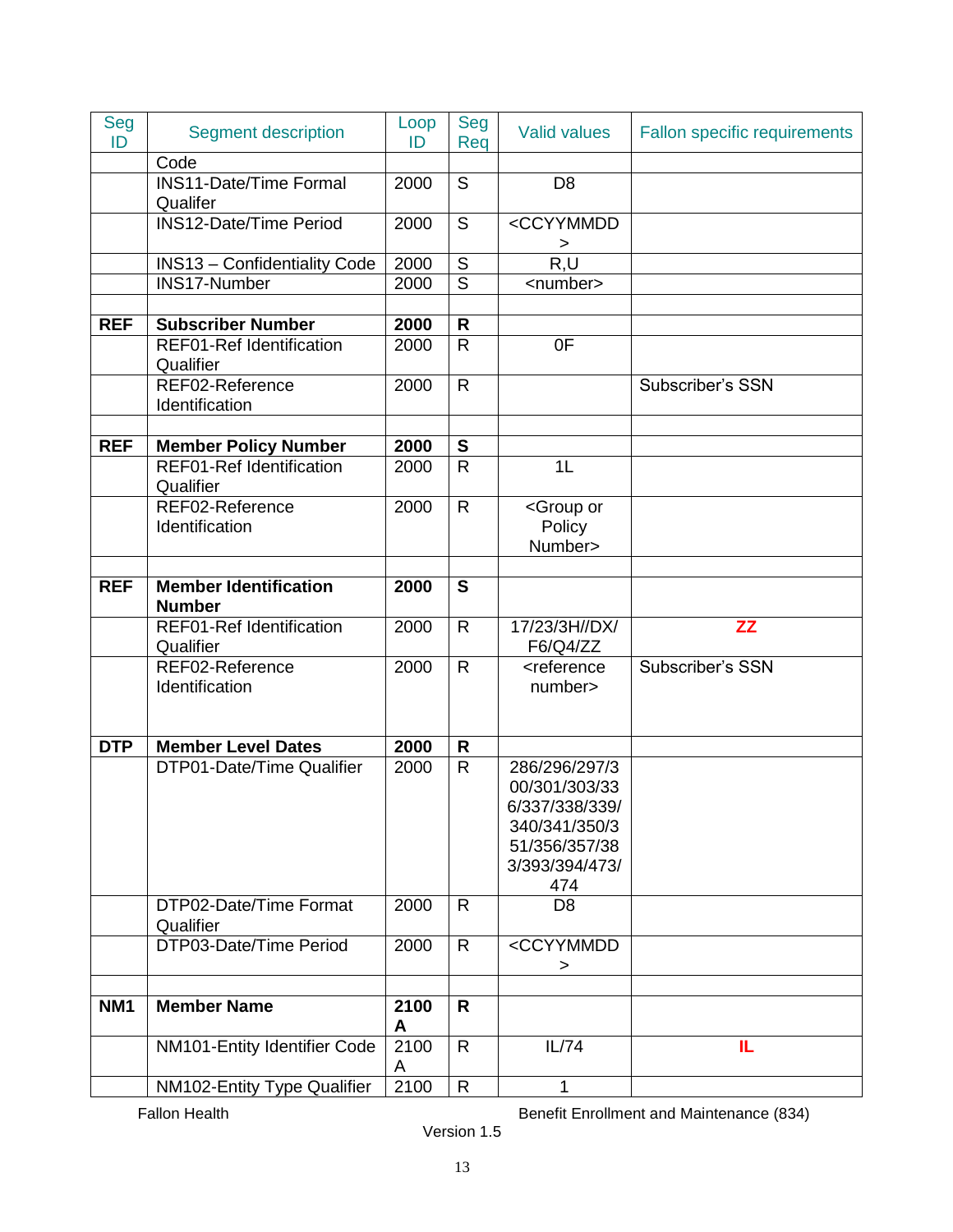| Seg ID | Segment description | Loop ID | Seg Req | Valid values | Fallon specific requirements |
|---|---|---|---|---|---|
| | Code | | | | |
| | INS11-Date/Time Formal Qualifer | 2000 | S | D8 | |
| | INS12-Date/Time Period | 2000 | S | <CCYYMMDD> | |
| | INS13 – Confidentiality Code | 2000 | S | R,U | |
| | INS17-Number | 2000 | S | <number> | |
| | | | | | |
| **REF** | **Subscriber Number** | **2000** | **R** | | |
| | REF01-Ref Identification Qualifier | 2000 | R | 0F | |
| | REF02-Reference Identification | 2000 | R | | Subscriber's SSN |
| | | | | | |
| **REF** | **Member Policy Number** | **2000** | **S** | | |
| | REF01-Ref Identification Qualifier | 2000 | R | 1L | |
| | REF02-Reference Identification | 2000 | R | <Group or Policy Number> | |
| | | | | | |
| **REF** | **Member Identification Number** | **2000** | **S** | | |
| | REF01-Ref Identification Qualifier | 2000 | R | 17/23/3H//DX/F6/Q4/ZZ | ZZ |
| | REF02-Reference Identification | 2000 | R | <reference number> | Subscriber's SSN |
| **DTP** | **Member Level Dates** | **2000** | **R** | | |
| | DTP01-Date/Time Qualifier | 2000 | R | 286/296/297/300/301/303/336/337/338/339/340/341/350/351/356/357/383/393/394/473/474 | |
| | DTP02-Date/Time Format Qualifier | 2000 | R | D8 | |
| | DTP03-Date/Time Period | 2000 | R | <CCYYMMDD> | |
| | | | | | |
| **NM1** | **Member Name** | **2100A** | **R** | | |
| | NM101-Entity Identifier Code | 2100A | R | IL/74 | IL |
| | NM102-Entity Type Qualifier | 2100 | R | 1 | |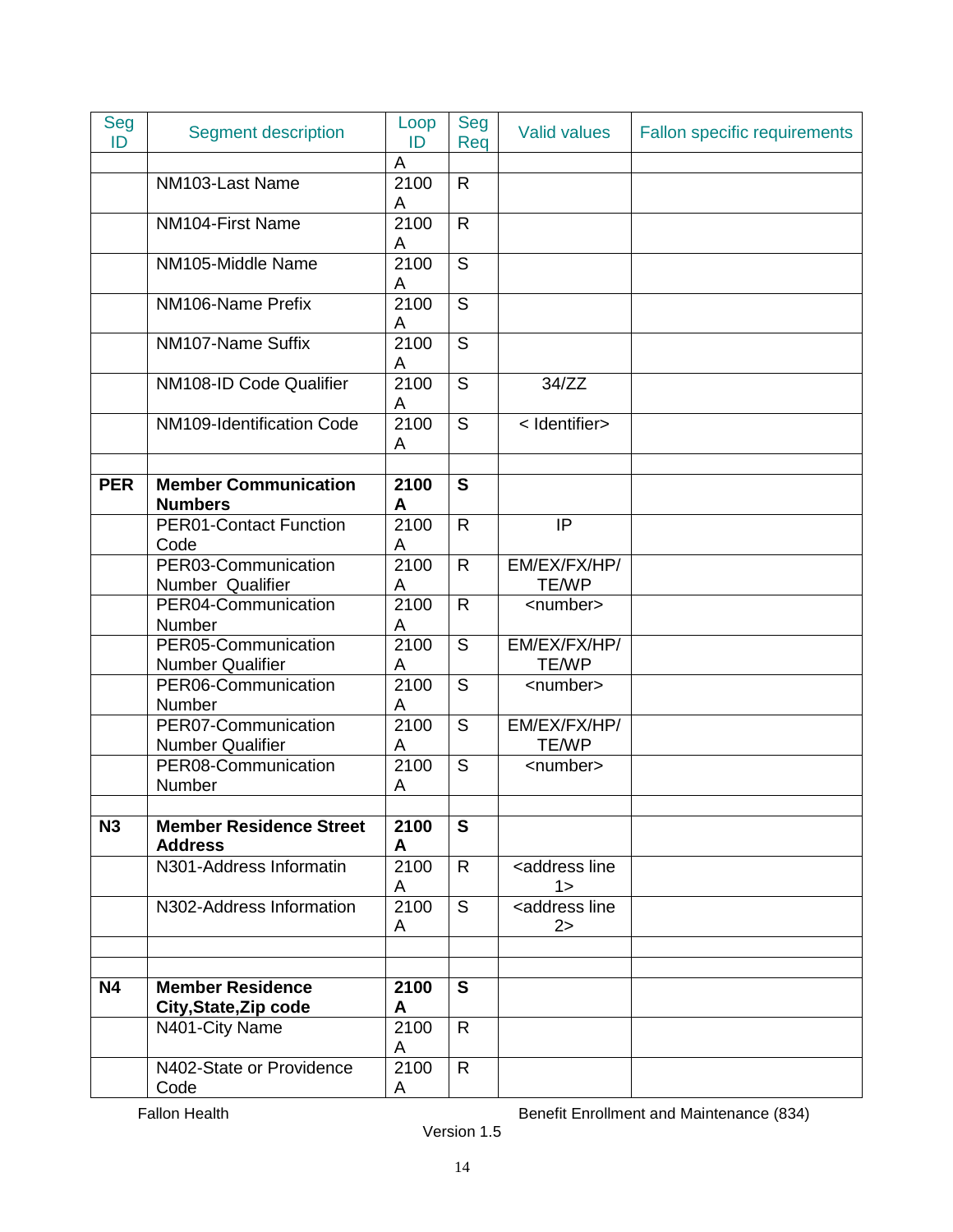| Seg ID | Segment description | Loop ID | Seg Req | Valid values | Fallon specific requirements |
|---|---|---|---|---|---|
| | | A | | | |
| | NM103-Last Name | 2100 A | R | | |
| | NM104-First Name | 2100 A | R | | |
| | NM105-Middle Name | 2100 A | S | | |
| | NM106-Name Prefix | 2100 A | S | | |
| | NM107-Name Suffix | 2100 A | S | | |
| | NM108-ID Code Qualifier | 2100 A | S | 34/ZZ | |
| | NM109-Identification Code | 2100 A | S | < Identifier> | |
| | | | | | |
| **PER** | **Member Communication Numbers** | **2100 A** | **S** | | |
| | PER01-Contact Function Code | 2100 A | R | IP | |
| | PER03-Communication Number Qualifier | 2100 A | R | EM/EX/FX/HP/ TE/WP | |
| | PER04-Communication Number | 2100 A | R | <number> | |
| | PER05-Communication Number Qualifier | 2100 A | S | EM/EX/FX/HP/ TE/WP | |
| | PER06-Communication Number | 2100 A | S | <number> | |
| | PER07-Communication Number Qualifier | 2100 A | S | EM/EX/FX/HP/ TE/WP | |
| | PER08-Communication Number | 2100 A | S | <number> | |
| | | | | | |
| **N3** | **Member Residence Street Address** | **2100 A** | **S** | | |
| | N301-Address Informatin | 2100 A | R | <address line 1> | |
| | N302-Address Information | 2100 A | S | <address line 2> | |
| | | | | | |
| | | | | | |
| **N4** | **Member Residence City,State,Zip code** | **2100 A** | **S** | | |
| | N401-City Name | 2100 A | R | | |
| | N402-State or Providence Code | 2100 A | R | | |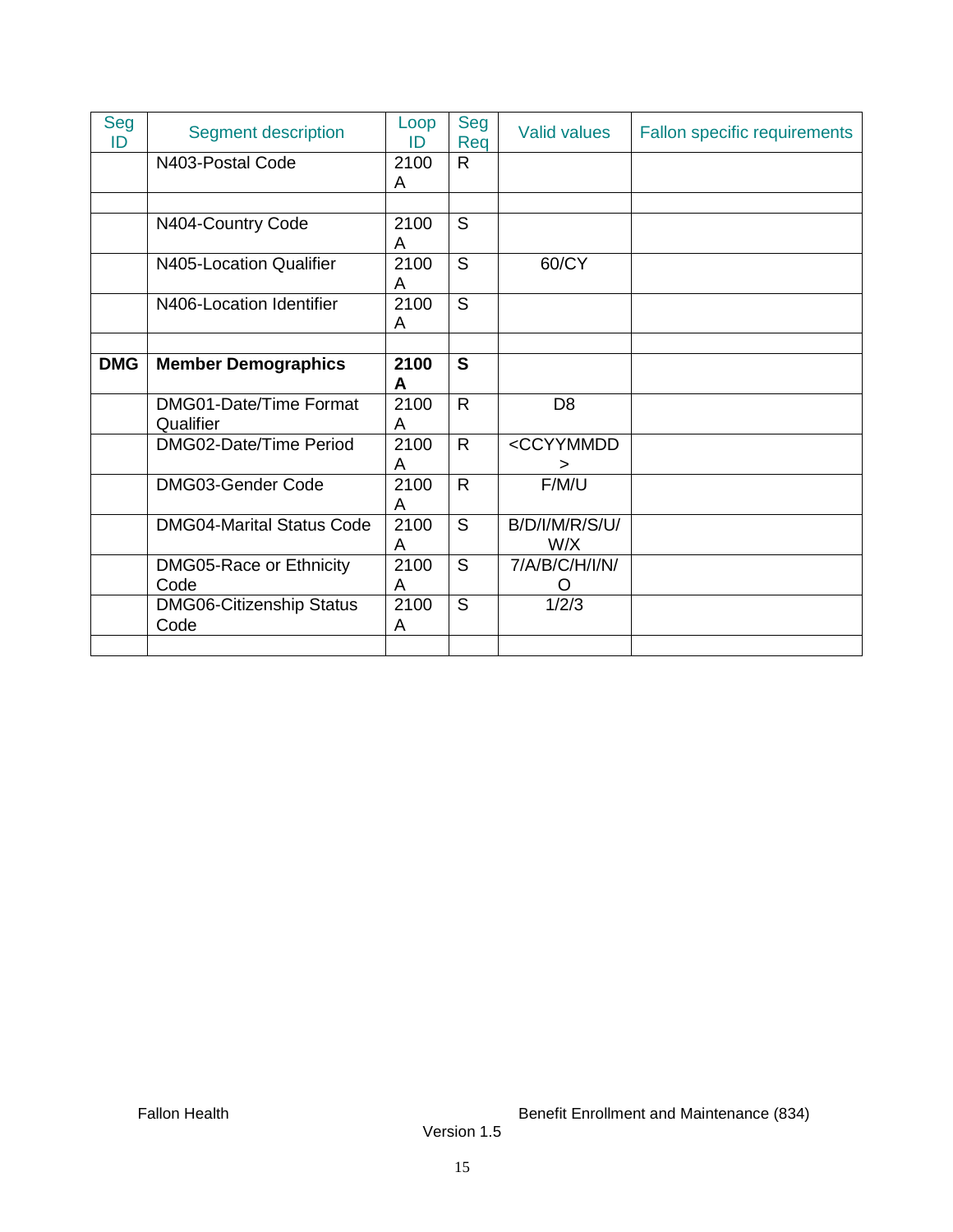| Seg ID | Segment description | Loop ID | Seg Req | Valid values | Fallon specific requirements |
|---|---|---|---|---|---|
| | N403-Postal Code | 2100 A | R | | |
| | | | | | |
| | N404-Country Code | 2100 A | S | | |
| | N405-Location Qualifier | 2100 A | S | 60/CY | |
| | N406-Location Identifier | 2100 A | S | | |
| | | | | | |
| **DMG** | **Member Demographics** | **2100 A** | **S** | | |
| | DMG01-Date/Time Format Qualifier | 2100 A | R | D8 | |
| | DMG02-Date/Time Period | 2100 A | R | <CCYYMMDD> | |
| | DMG03-Gender Code | 2100 A | R | F/M/U | |
| | DMG04-Marital Status Code | 2100 A | S | B/D/I/M/R/S/U/W/X | |
| | DMG05-Race or Ethnicity Code | 2100 A | S | 7/A/B/C/H/I/N/O | |
| | DMG06-Citizenship Status Code | 2100 A | S | 1/2/3 | |
| | | | | | |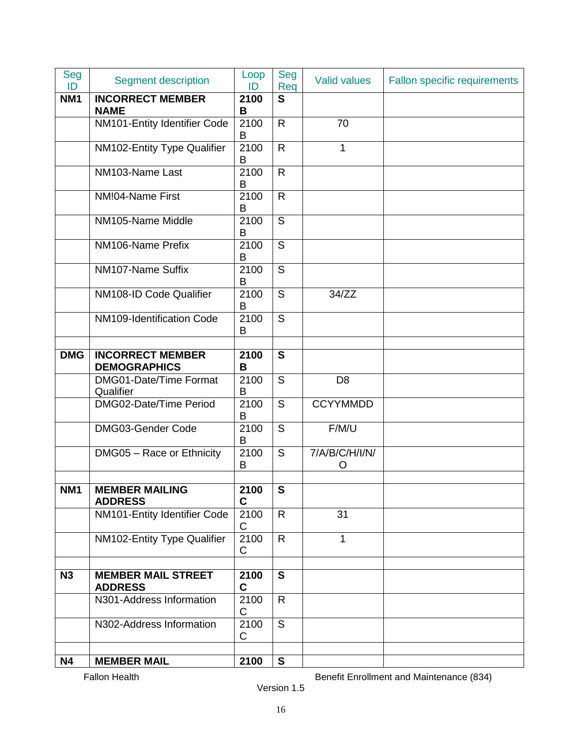| Seg ID | Segment description | Loop ID | Seg Req | Valid values | Fallon specific requirements |
|---|---|---|---|---|---|
| **NM1** | **INCORRECT MEMBER NAME** | **2100 B** | **S** | | |
| | NM101-Entity Identifier Code | 2100 B | R | 70 | |
| | NM102-Entity Type Qualifier | 2100 B | R | 1 | |
| | NM103-Name Last | 2100 B | R | | |
| | NM!04-Name First | 2100 B | R | | |
| | NM105-Name Middle | 2100 B | S | | |
| | NM106-Name Prefix | 2100 B | S | | |
| | NM107-Name Suffix | 2100 B | S | | |
| | NM108-ID Code Qualifier | 2100 B | S | 34/ZZ | |
| | NM109-Identification Code | 2100 B | S | | |
| | | | | | |
| **DMG** | **INCORRECT MEMBER DEMOGRAPHICS** | **2100 B** | **S** | | |
| | DMG01-Date/Time Format Qualifier | 2100 B | S | D8 | |
| | DMG02-Date/Time Period | 2100 B | S | CCYYMMDD | |
| | DMG03-Gender Code | 2100 B | S | F/M/U | |
| | DMG05 – Race or Ethnicity | 2100 B | S | 7/A/B/C/H/I/N/O | |
| | | | | | |
| **NM1** | **MEMBER MAILING ADDRESS** | **2100 C** | **S** | | |
| | NM101-Entity Identifier Code | 2100 C | R | 31 | |
| | NM102-Entity Type Qualifier | 2100 C | R | 1 | |
| | | | | | |
| **N3** | **MEMBER MAIL STREET ADDRESS** | **2100 C** | **S** | | |
| | N301-Address Information | 2100 C | R | | |
| | N302-Address Information | 2100 C | S | | |
| | | | | | |
| **N4** | **MEMBER MAIL** | **2100** | **S** | | |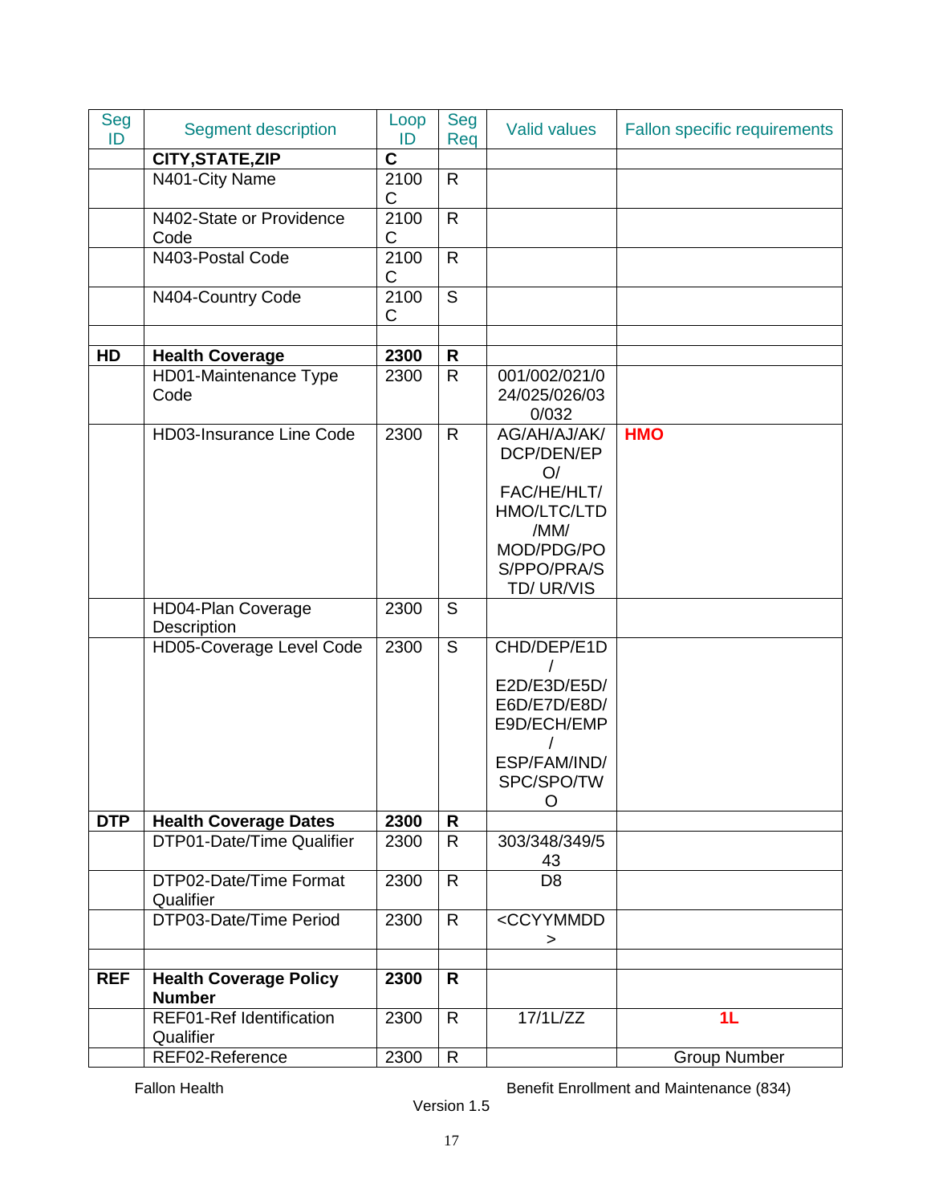| Seg ID | Segment description | Loop ID | Seg Req | Valid values | Fallon specific requirements |
|---|---|---|---|---|---|
| | **CITY,STATE,ZIP** | **C** | | | |
| | N401-City Name | 2100 C | R | | |
| | N402-State or Providence Code | 2100 C | R | | |
| | N403-Postal Code | 2100 C | R | | |
| | N404-Country Code | 2100 C | S | | |
| | | | | | |
| **HD** | **Health Coverage** | **2300** | **R** | | |
| | HD01-Maintenance Type Code | 2300 | R | 001/002/021/024/025/026/030/032 | |
| | HD03-Insurance Line Code | 2300 | R | AG/AH/AJ/AK/DCP/DEN/EPO/ FAC/HE/HLT/HMO/LTC/LTD/MM/MOD/PDG/POS/PPO/PRA/STD/ UR/VIS | **HMO** |
| | HD04-Plan Coverage Description | 2300 | S | | |
| | HD05-Coverage Level Code | 2300 | S | CHD/DEP/E1D/ E2D/E3D/E5D/E6D/E7D/E8D/E9D/ECH/EMP/ ESP/FAM/IND/SPC/SPO/TWO | |
| **DTP** | **Health Coverage Dates** | **2300** | **R** | | |
| | DTP01-Date/Time Qualifier | 2300 | R | 303/348/349/543 | |
| | DTP02-Date/Time Format Qualifier | 2300 | R | D8 | |
| | DTP03-Date/Time Period | 2300 | R | <CCYYMMDD> | |
| | | | | | |
| **REF** | **Health Coverage Policy Number** | **2300** | **R** | | |
| | REF01-Ref Identification Qualifier | 2300 | R | 17/1L/ZZ | **1L** |
| | REF02-Reference | 2300 | R | | Group Number |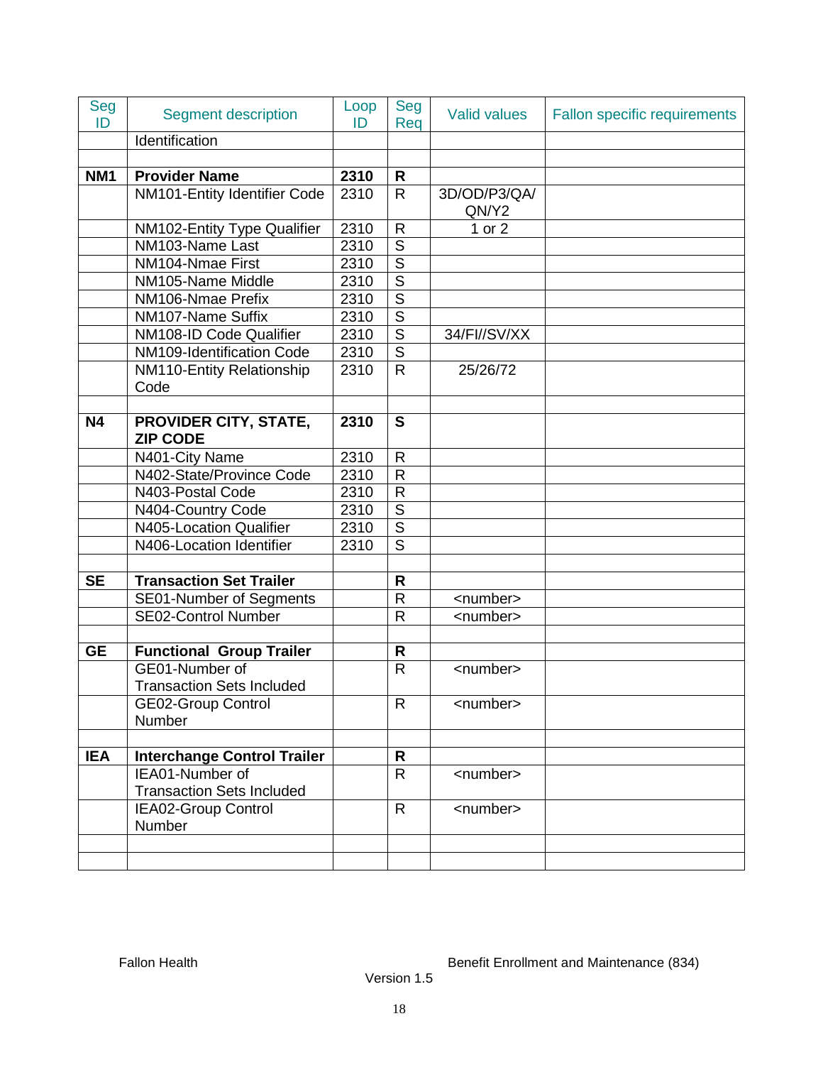| Seg ID | Segment description | Loop ID | Seg Req | Valid values | Fallon specific requirements |
|---|---|---|---|---|---|
| | Identification | | | | |
| | | | | | |
| **NM1** | **Provider Name** | **2310** | **R** | | |
| | NM101-Entity Identifier Code | 2310 | R | 3D/OD/P3/QA/ QN/Y2 | |
| | NM102-Entity Type Qualifier | 2310 | R | 1 or 2 | |
| | NM103-Name Last | 2310 | S | | |
| | NM104-Nmae First | 2310 | S | | |
| | NM105-Name Middle | 2310 | S | | |
| | NM106-Nmae Prefix | 2310 | S | | |
| | NM107-Name Suffix | 2310 | S | | |
| | NM108-ID Code Qualifier | 2310 | S | 34/FI//SV/XX | |
| | NM109-Identification Code | 2310 | S | | |
| | NM110-Entity Relationship Code | 2310 | R | 25/26/72 | |
| | | | | | |
| **N4** | **PROVIDER CITY, STATE, ZIP CODE** | **2310** | **S** | | |
| | N401-City Name | 2310 | R | | |
| | N402-State/Province Code | 2310 | R | | |
| | N403-Postal Code | 2310 | R | | |
| | N404-Country Code | 2310 | S | | |
| | N405-Location Qualifier | 2310 | S | | |
| | N406-Location Identifier | 2310 | S | | |
| | | | | | |
| **SE** | **Transaction Set Trailer** | | **R** | | |
| | SE01-Number of Segments | | R | <number> | |
| | SE02-Control Number | | R | <number> | |
| | | | | | |
| **GE** | **Functional Group Trailer** | | **R** | | |
| | GE01-Number of Transaction Sets Included | | R | <number> | |
| | GE02-Group Control Number | | R | <number> | |
| | | | | | |
| **IEA** | **Interchange Control Trailer** | | **R** | | |
| | IEA01-Number of Transaction Sets Included | | R | <number> | |
| | IEA02-Group Control Number | | R | <number> | |
| | | | | | |
| | | | | | |